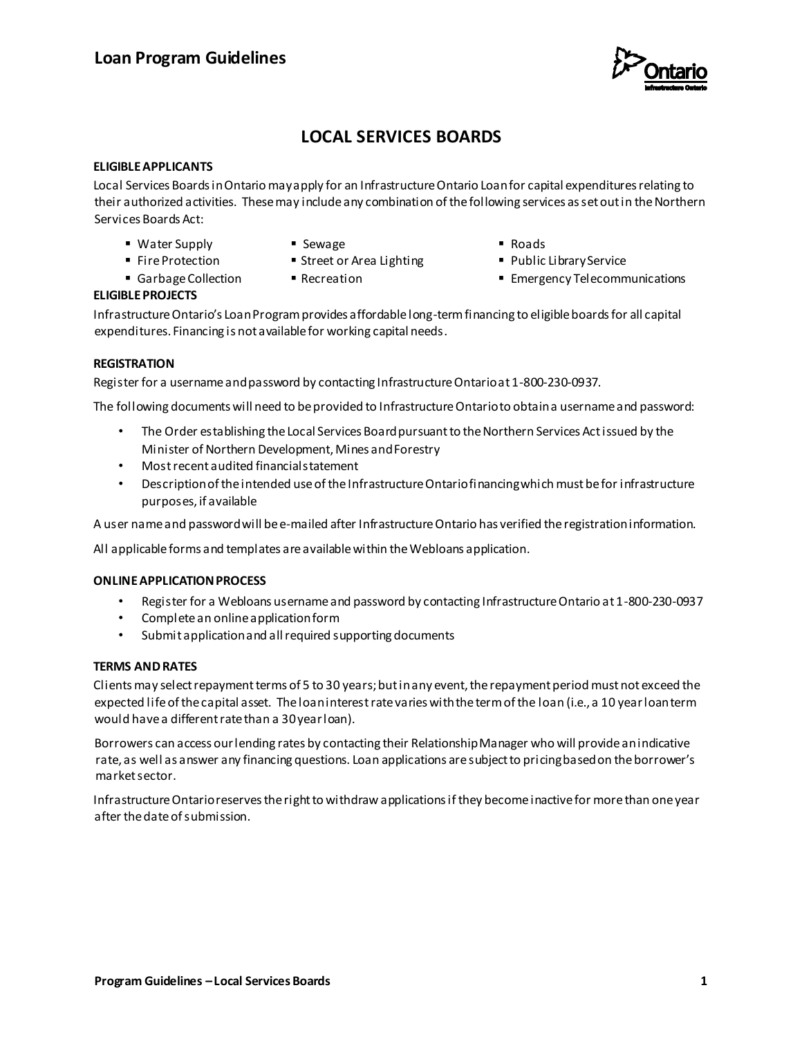# Loan Program Guidelines

## LOCAL SERVICES BOARDS

**ELIGIBLE APPLICANTS**

Local Services Boards in Ontario may apply for an Infrastructure Ontario Loan for capital expenditures relating to their authorized activities. These may include any combination of the following services as set out in the Northern Services Boards Act:

- Water Supply
- Sewage
- Roads
- Fire Protection
- Street or Area Lighting
- Public Library Service
- Garbage Collection
- Recreation
- Emergency Telecommunications

**ELIGIBLE PROJECTS**

Infrastructure Ontario's Loan Program provides affordable long-term financing to eligible boards for all capital expenditures. Financing is not available for working capital needs.

**REGISTRATION**

Register for a username and password by contacting Infrastructure Ontario at 1-800-230-0937.

The following documents will need to be provided to Infrastructure Ontario to obtain a username and password:

- The Order establishing the Local Services Board pursuant to the Northern Services Act issued by the Minister of Northern Development, Mines and Forestry
- Most recent audited financial statement
- Description of the intended use of the Infrastructure Ontario financing which must be for infrastructure purposes, if available

A user name and password will be e-mailed after Infrastructure Ontario has verified the registration information.

All applicable forms and templates are available within the Webloans application.

**ONLINE APPLICATION PROCESS**

- Register for a Webloans username and password by contacting Infrastructure Ontario at 1-800-230-0937
- Complete an online application form
- Submit application and all required supporting documents

**TERMS AND RATES**

Clients may select repayment terms of 5 to 30 years; but in any event, the repayment period must not exceed the expected life of the capital asset. The loan interest rate varies with the term of the loan (i.e., a 10 year loan term would have a different rate than a 30 year loan).

Borrowers can access our lending rates by contacting their Relationship Manager who will provide an indicative rate, as well as answer any financing questions. Loan applications are subject to pricing based on the borrower's market sector.

Infrastructure Ontario reserves the right to withdraw applications if they become inactive for more than one year after the date of submission.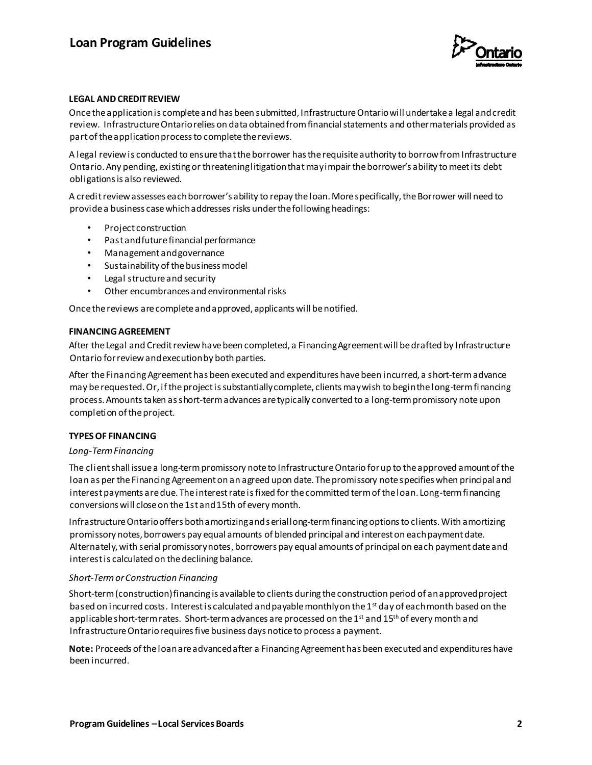#### LEGAL AND CREDIT REVIEW

Once the application is complete and has been submitted, Infrastructure Ontario will undertake a legal and credit review. Infrastructure Ontario relies on data obtained from financial statements and other materials provided as part of the application process to complete the reviews.

A legal review is conducted to ensure that the borrower has the requisite authority to borrow from Infrastructure Ontario. Any pending, existing or threatening litigation that may impair the borrower's ability to meet its debt obligations is also reviewed.

A credit review assesses each borrower's ability to repay the loan. More specifically, the Borrower will need to provide a business case which addresses risks under the following headings:

- Project construction
- Past and future financial performance
- Management and governance
- Sustainability of the business model
- Legal structure and security
- Other encumbrances and environmental risks

Once the reviews are complete and approved, applicants will be notified.

#### FINANCING AGREEMENT

After the Legal and Credit review have been completed, a Financing Agreement will be drafted by Infrastructure Ontario for review and execution by both parties.

After the Financing Agreement has been executed and expenditures have been incurred, a short-term advance may be requested. Or, if the project is substantially complete, clients may wish to begin the long-term financing process. Amounts taken as short-term advances are typically converted to a long-term promissory note upon completion of the project.

#### TYPES OF FINANCING

*Long-Term Financing*

The client shall issue a long-term promissory note to Infrastructure Ontario for up to the approved amount of the loan as per the Financing Agreement on an agreed upon date. The promissory note specifies when principal and interest payments are due. The interest rate is fixed for the committed term of the loan. Long-term financing conversions will close on the 1st and 15th of every month.

Infrastructure Ontario offers both amortizing and serial long-term financing options to clients. With amortizing promissory notes, borrowers pay equal amounts of blended principal and interest on each payment date. Alternately, with serial promissory notes, borrowers pay equal amounts of principal on each payment date and interest is calculated on the declining balance.

*Short-Term or Construction Financing*

Short-term (construction) financing is available to clients during the construction period of an approved project based on incurred costs. Interest is calculated and payable monthly on the 1st day of each month based on the applicable short-term rates. Short-term advances are processed on the 1st and 15th of every month and Infrastructure Ontario requires five business days notice to process a payment.

**Note:** Proceeds of the loan are advanced after a Financing Agreement has been executed and expenditures have been incurred.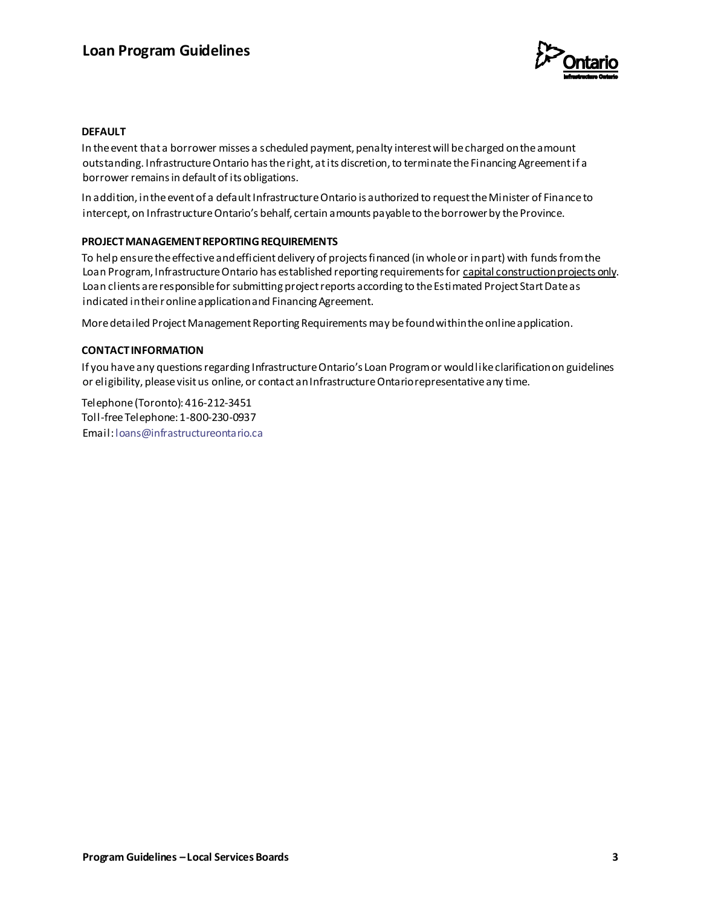**DEFAULT**

In the event that a borrower misses a scheduled payment, penalty interest will be charged on the amount outstanding. Infrastructure Ontario has the right, at its discretion, to terminate the Financing Agreement if a borrower remains in default of its obligations.

In addition, in the event of a default Infrastructure Ontario is authorized to request the Minister of Finance to intercept, on Infrastructure Ontario's behalf, certain amounts payable to the borrower by the Province.

**PROJECT MANAGEMENT REPORTING REQUIREMENTS**

To help ensure the effective and efficient delivery of projects financed (in whole or in part) with funds from the Loan Program, Infrastructure Ontario has established reporting requirements for capital construction projects only. Loan clients are responsible for submitting project reports according to the Estimated Project Start Date as indicated in their online application and Financing Agreement.

More detailed Project Management Reporting Requirements may be found within the online application.

**CONTACT INFORMATION**

If you have any questions regarding Infrastructure Ontario's Loan Program or would like clarification on guidelines or eligibility, please visit us online, or contact an Infrastructure Ontario representative any time.

Telephone (Toronto): 416-212-3451
Toll-free Telephone: 1-800-230-0937
Email: loans@infrastructureontario.ca